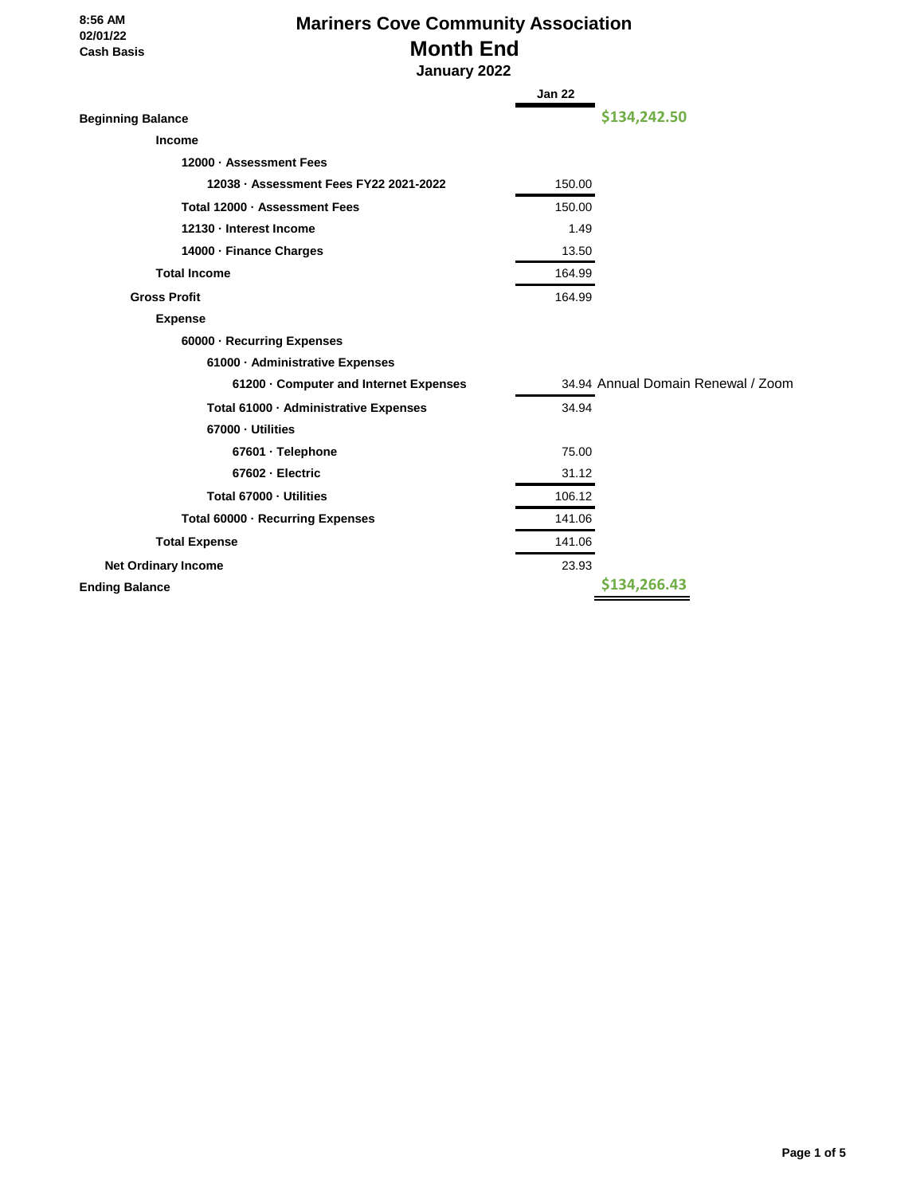8:56 AM
02/01/22
Cash Basis

# Mariners Cove Community Association
## Month End
### January 2022

| | Jan 22 | |
|---|---|---|
| **Beginning Balance** | | **$134,242.50** |
| **Income** | | |
| **12000 · Assessment Fees** | | |
| **12038 · Assessment Fees FY22 2021-2022** | 150.00 | |
| **Total 12000 · Assessment Fees** | 150.00 | |
| **12130 · Interest Income** | 1.49 | |
| **14000 · Finance Charges** | 13.50 | |
| **Total Income** | 164.99 | |
| **Gross Profit** | 164.99 | |
| **Expense** | | |
| **60000 · Recurring Expenses** | | |
| **61000 · Administrative Expenses** | | |
| **61200 · Computer and Internet Expenses** | 34.94 | Annual Domain Renewal / Zoom |
| **Total 61000 · Administrative Expenses** | 34.94 | |
| **67000 · Utilities** | | |
| **67601 · Telephone** | 75.00 | |
| **67602 · Electric** | 31.12 | |
| **Total 67000 · Utilities** | 106.12 | |
| **Total 60000 · Recurring Expenses** | 141.06 | |
| **Total Expense** | 141.06 | |
| **Net Ordinary Income** | 23.93 | |
| **Ending Balance** | | **$134,266.43** |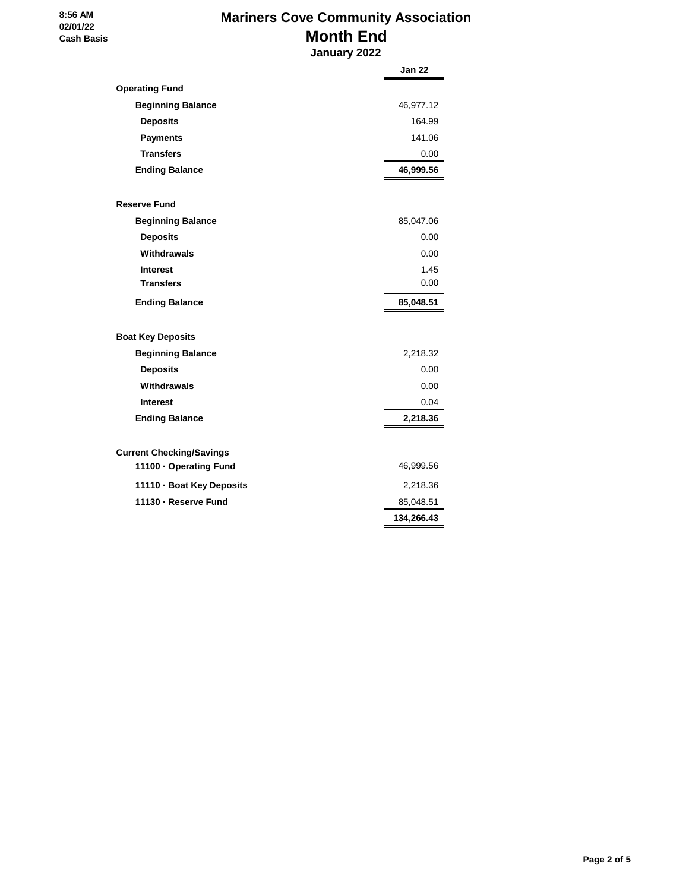8:56 AM
02/01/22
Cash Basis

# Mariners Cove Community Association
## Month End
### January 2022

| | Jan 22 |
|---|---|
| **Operating Fund** | |
| **Beginning Balance** | 46,977.12 |
| **Deposits** | 164.99 |
| **Payments** | 141.06 |
| **Transfers** | 0.00 |
| **Ending Balance** | **46,999.56** |
| | |
| **Reserve Fund** | |
| **Beginning Balance** | 85,047.06 |
| **Deposits** | 0.00 |
| **Withdrawals** | 0.00 |
| **Interest** | 1.45 |
| **Transfers** | 0.00 |
| **Ending Balance** | **85,048.51** |
| | |
| **Boat Key Deposits** | |
| **Beginning Balance** | 2,218.32 |
| **Deposits** | 0.00 |
| **Withdrawals** | 0.00 |
| **Interest** | 0.04 |
| **Ending Balance** | **2,218.36** |
| | |
| **Current Checking/Savings** | |
| **11100 · Operating Fund** | 46,999.56 |
| **11110 · Boat Key Deposits** | 2,218.36 |
| **11130 · Reserve Fund** | 85,048.51 |
| | **134,266.43** |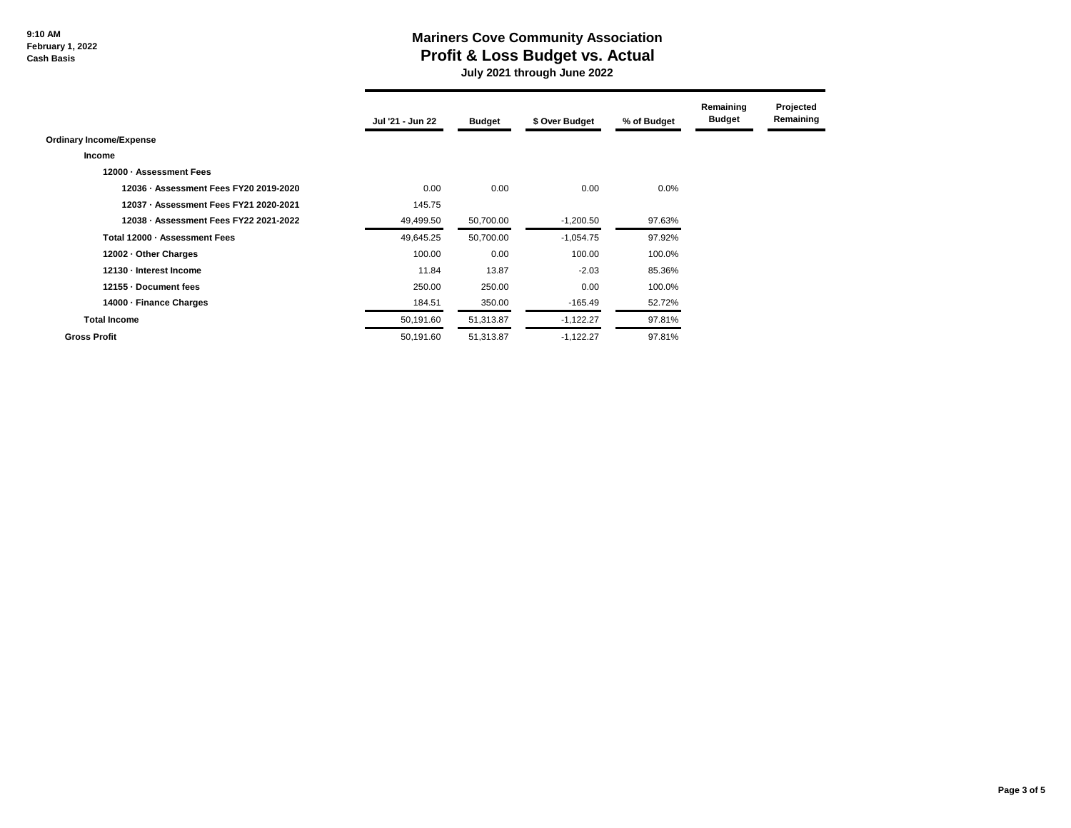9:10 AM
February 1, 2022
Cash Basis

# Mariners Cove Community Association
## Profit & Loss Budget vs. Actual
### July 2021 through June 2022

| | Jul '21 - Jun 22 | Budget | $ Over Budget | % of Budget | Remaining Budget | Projected Remaining |
|---|---|---|---|---|---|---|
| **Ordinary Income/Expense** | | | | | | |
| **Income** | | | | | | |
| **12000 · Assessment Fees** | | | | | | |
| **12036 · Assessment Fees FY20 2019-2020** | 0.00 | 0.00 | 0.00 | 0.0% | | |
| **12037 · Assessment Fees FY21 2020-2021** | 145.75 | | | | | |
| **12038 · Assessment Fees FY22 2021-2022** | 49,499.50 | 50,700.00 | -1,200.50 | 97.63% | | |
| **Total 12000 · Assessment Fees** | 49,645.25 | 50,700.00 | -1,054.75 | 97.92% | | |
| **12002 · Other Charges** | 100.00 | 0.00 | 100.00 | 100.0% | | |
| **12130 · Interest Income** | 11.84 | 13.87 | -2.03 | 85.36% | | |
| **12155 · Document fees** | 250.00 | 250.00 | 0.00 | 100.0% | | |
| **14000 · Finance Charges** | 184.51 | 350.00 | -165.49 | 52.72% | | |
| **Total Income** | 50,191.60 | 51,313.87 | -1,122.27 | 97.81% | | |
| **Gross Profit** | 50,191.60 | 51,313.87 | -1,122.27 | 97.81% | | |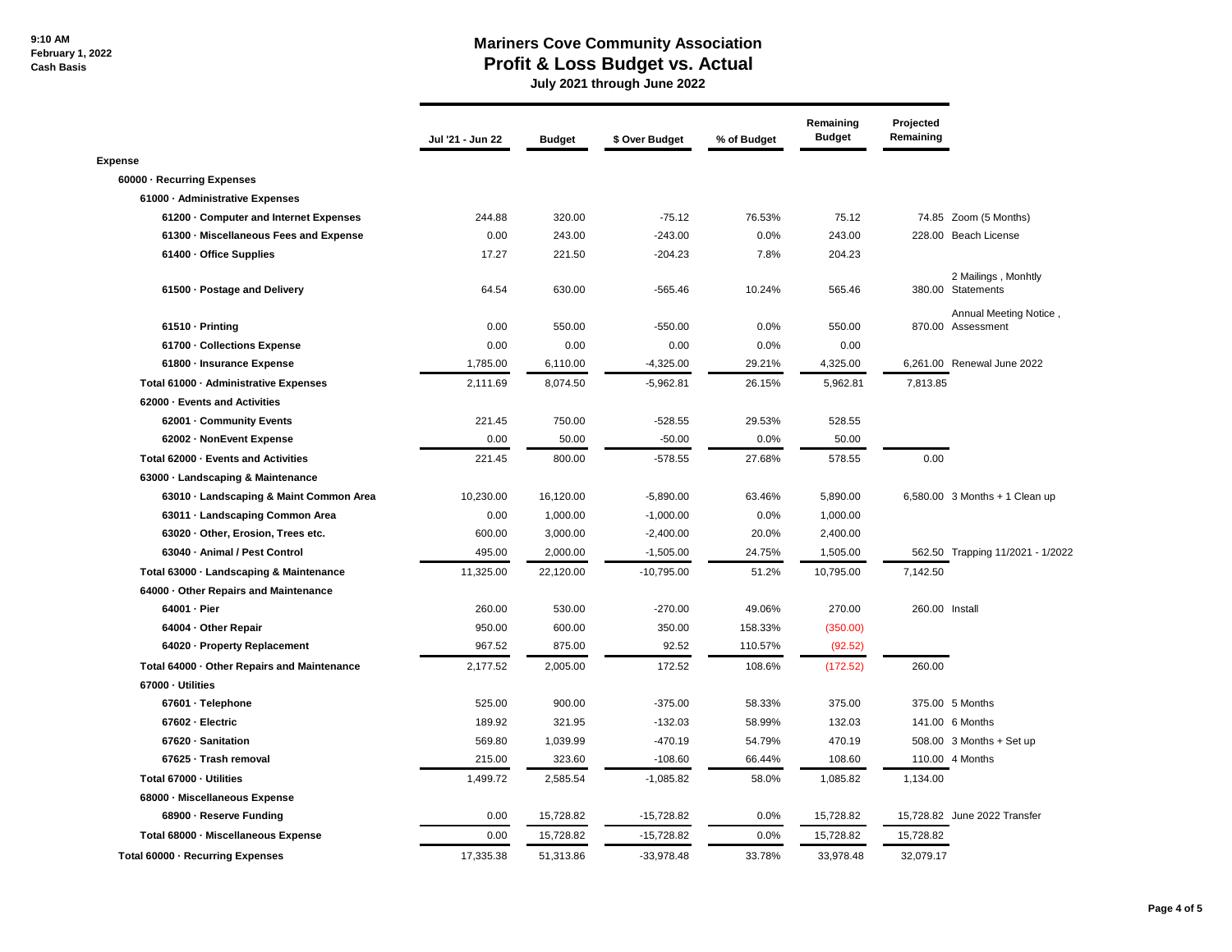9:10 AM
February 1, 2022
Cash Basis

# Mariners Cove Community Association
## Profit & Loss Budget vs. Actual
### July 2021 through June 2022

| | Jul '21 - Jun 22 | Budget | $ Over Budget | % of Budget | Remaining Budget | Projected Remaining | |
|---|---|---|---|---|---|---|---|
| **Expense** | | | | | | | |
| **60000 · Recurring Expenses** | | | | | | | |
| **61000 · Administrative Expenses** | | | | | | | |
| **61200 · Computer and Internet Expenses** | 244.88 | 320.00 | -75.12 | 76.53% | 75.12 | 74.85 | Zoom (5 Months) |
| **61300 · Miscellaneous Fees and Expense** | 0.00 | 243.00 | -243.00 | 0.0% | 243.00 | 228.00 | Beach License |
| **61400 · Office Supplies** | 17.27 | 221.50 | -204.23 | 7.8% | 204.23 | | |
| **61500 · Postage and Delivery** | 64.54 | 630.00 | -565.46 | 10.24% | 565.46 | 380.00 | 2 Mailings , Monhtly Statements |
| **61510 · Printing** | 0.00 | 550.00 | -550.00 | 0.0% | 550.00 | 870.00 | Annual Meeting Notice , Assessment |
| **61700 · Collections Expense** | 0.00 | 0.00 | 0.00 | 0.0% | 0.00 | | |
| **61800 · Insurance Expense** | 1,785.00 | 6,110.00 | -4,325.00 | 29.21% | 4,325.00 | 6,261.00 | Renewal June 2022 |
| **Total 61000 · Administrative Expenses** | 2,111.69 | 8,074.50 | -5,962.81 | 26.15% | 5,962.81 | 7,813.85 | |
| **62000 · Events and Activities** | | | | | | | |
| **62001 · Community Events** | 221.45 | 750.00 | -528.55 | 29.53% | 528.55 | | |
| **62002 · NonEvent Expense** | 0.00 | 50.00 | -50.00 | 0.0% | 50.00 | | |
| **Total 62000 · Events and Activities** | 221.45 | 800.00 | -578.55 | 27.68% | 578.55 | 0.00 | |
| **63000 · Landscaping & Maintenance** | | | | | | | |
| **63010 · Landscaping & Maint Common Area** | 10,230.00 | 16,120.00 | -5,890.00 | 63.46% | 5,890.00 | 6,580.00 | 3 Months + 1 Clean up |
| **63011 · Landscaping Common Area** | 0.00 | 1,000.00 | -1,000.00 | 0.0% | 1,000.00 | | |
| **63020 · Other, Erosion, Trees etc.** | 600.00 | 3,000.00 | -2,400.00 | 20.0% | 2,400.00 | | |
| **63040 · Animal / Pest Control** | 495.00 | 2,000.00 | -1,505.00 | 24.75% | 1,505.00 | 562.50 | Trapping 11/2021 - 1/2022 |
| **Total 63000 · Landscaping & Maintenance** | 11,325.00 | 22,120.00 | -10,795.00 | 51.2% | 10,795.00 | 7,142.50 | |
| **64000 · Other Repairs and Maintenance** | | | | | | | |
| **64001 · Pier** | 260.00 | 530.00 | -270.00 | 49.06% | 270.00 | 260.00 | Install |
| **64004 · Other Repair** | 950.00 | 600.00 | 350.00 | 158.33% | (350.00) | | |
| **64020 · Property Replacement** | 967.52 | 875.00 | 92.52 | 110.57% | (92.52) | | |
| **Total 64000 · Other Repairs and Maintenance** | 2,177.52 | 2,005.00 | 172.52 | 108.6% | (172.52) | 260.00 | |
| **67000 · Utilities** | | | | | | | |
| **67601 · Telephone** | 525.00 | 900.00 | -375.00 | 58.33% | 375.00 | 375.00 | 5 Months |
| **67602 · Electric** | 189.92 | 321.95 | -132.03 | 58.99% | 132.03 | 141.00 | 6 Months |
| **67620 · Sanitation** | 569.80 | 1,039.99 | -470.19 | 54.79% | 470.19 | 508.00 | 3 Months + Set up |
| **67625 · Trash removal** | 215.00 | 323.60 | -108.60 | 66.44% | 108.60 | 110.00 | 4 Months |
| **Total 67000 · Utilities** | 1,499.72 | 2,585.54 | -1,085.82 | 58.0% | 1,085.82 | 1,134.00 | |
| **68000 · Miscellaneous Expense** | | | | | | | |
| **68900 · Reserve Funding** | 0.00 | 15,728.82 | -15,728.82 | 0.0% | 15,728.82 | 15,728.82 | June 2022 Transfer |
| **Total 68000 · Miscellaneous Expense** | 0.00 | 15,728.82 | -15,728.82 | 0.0% | 15,728.82 | 15,728.82 | |
| **Total 60000 · Recurring Expenses** | 17,335.38 | 51,313.86 | -33,978.48 | 33.78% | 33,978.48 | 32,079.17 | |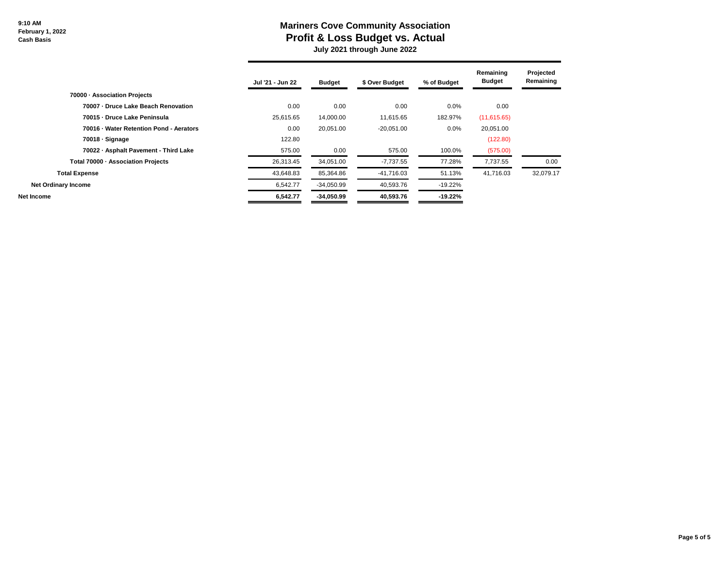**9:10 AM**
**February 1, 2022**
**Cash Basis**

# Mariners Cove Community Association
## Profit & Loss Budget vs. Actual
### July 2021 through June 2022

| | Jul '21 - Jun 22 | Budget | $ Over Budget | % of Budget | Remaining Budget | Projected Remaining |
|---|---|---|---|---|---|---|
| **70000 · Association Projects** | | | | | | |
| **70007 · Druce Lake Beach Renovation** | 0.00 | 0.00 | 0.00 | 0.0% | 0.00 | |
| **70015 · Druce Lake Peninsula** | 25,615.65 | 14,000.00 | 11,615.65 | 182.97% | (11,615.65) | |
| **70016 · Water Retention Pond - Aerators** | 0.00 | 20,051.00 | -20,051.00 | 0.0% | 20,051.00 | |
| **70018 · Signage** | 122.80 | | | | (122.80) | |
| **70022 · Asphalt Pavement - Third Lake** | 575.00 | 0.00 | 575.00 | 100.0% | (575.00) | |
| **Total 70000 · Association Projects** | 26,313.45 | 34,051.00 | -7,737.55 | 77.28% | 7,737.55 | 0.00 |
| **Total Expense** | 43,648.83 | 85,364.86 | -41,716.03 | 51.13% | 41,716.03 | 32,079.17 |
| **Net Ordinary Income** | 6,542.77 | -34,050.99 | 40,593.76 | -19.22% | | |
| **Net Income** | **6,542.77** | **-34,050.99** | **40,593.76** | **-19.22%** | | |